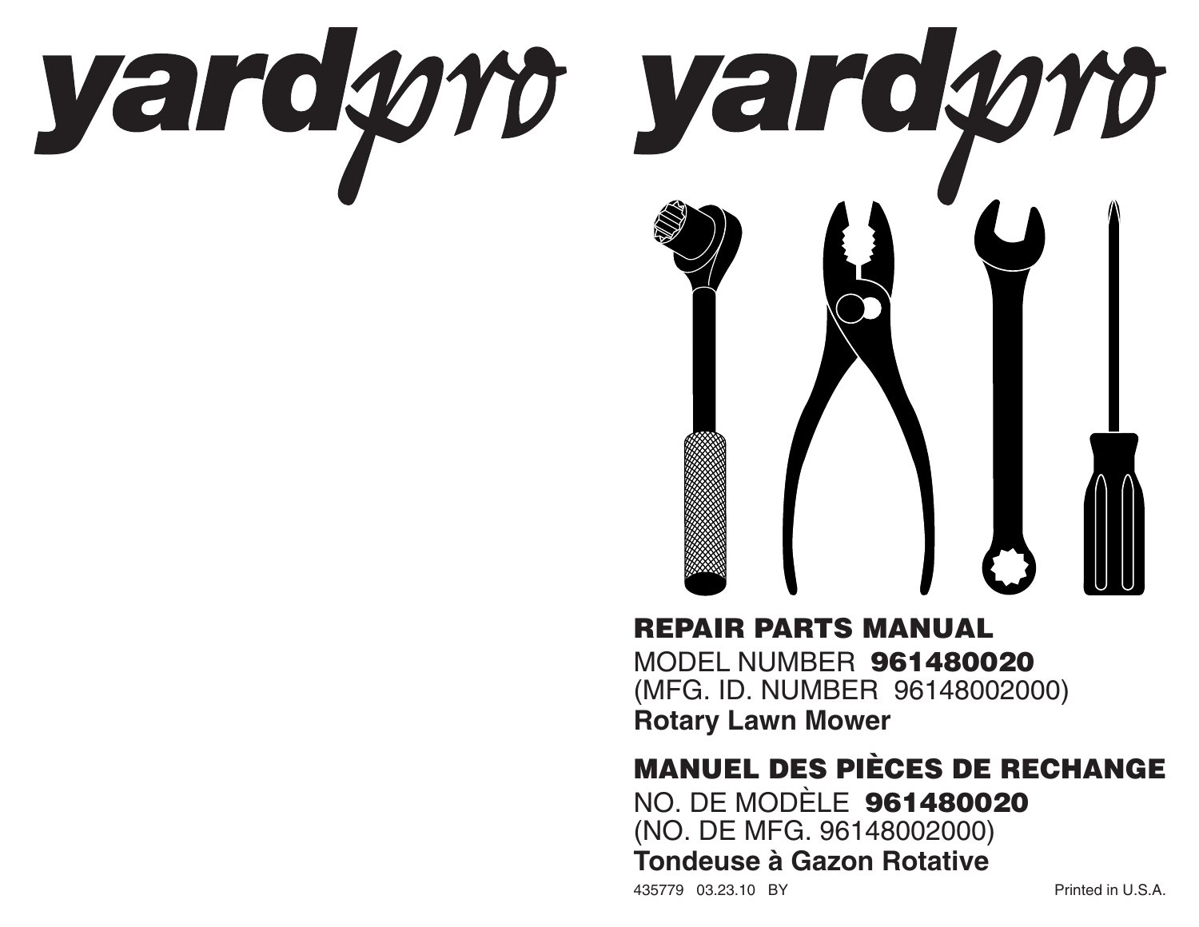yardpro yardpro

# REPAIR PARTS MANUAL

MODEL NUMBER **961480020**
(MFG. ID. NUMBER 96148002000)
**Rotary Lawn Mower**

# MANUEL DES PIÈCES DE RECHANGE

NO. DE MODÈLE **961480020**
(NO. DE MFG. 96148002000)
**Tondeuse à Gazon Rotative**

435779 03.23.10 BY

Printed in U.S.A.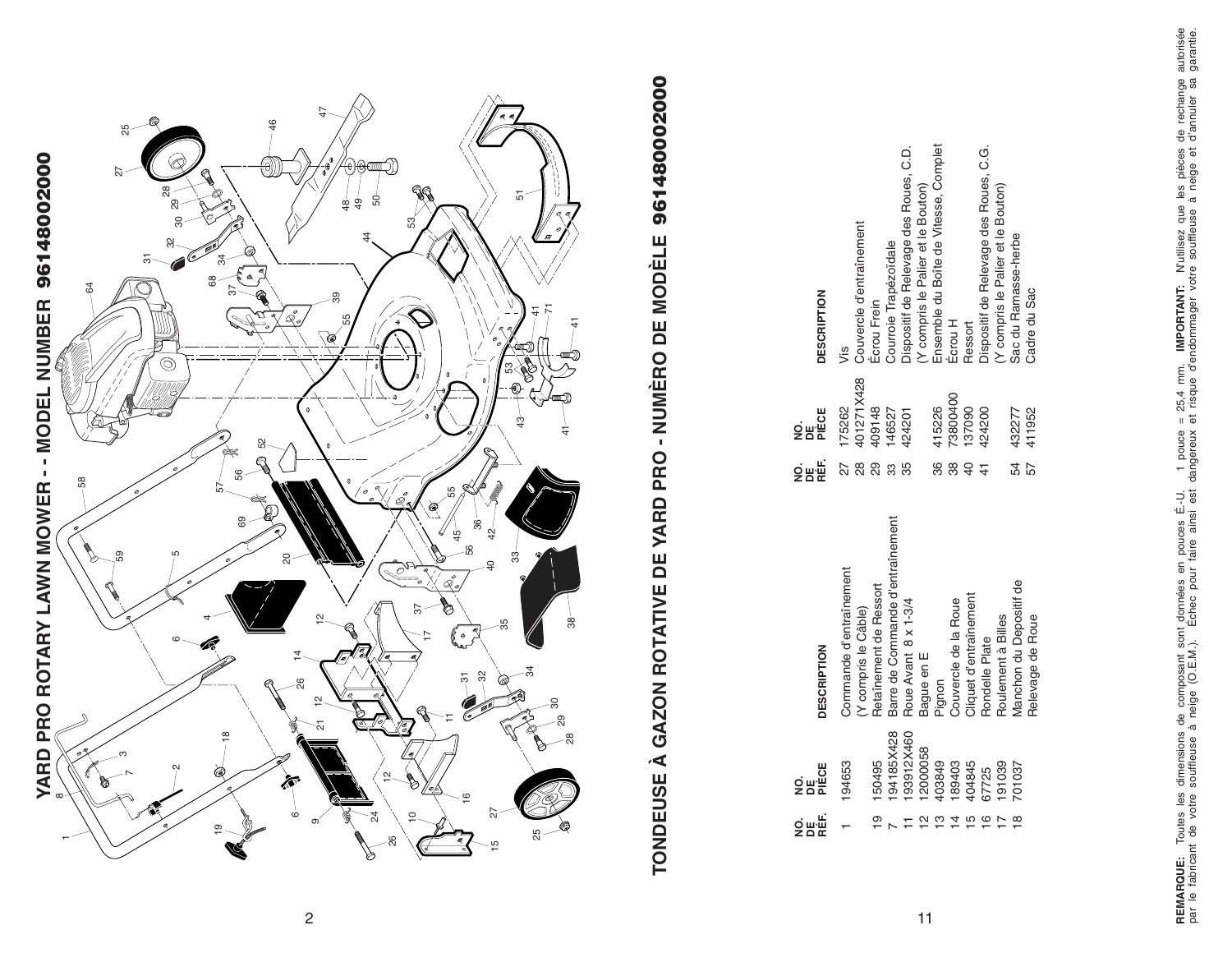# YARD PRO ROTARY LAWN MOWER - - MODEL NUMBER 96148002000

# TONDEUSE À GAZON ROTATIVE DE YARD PRO - NUMÈRO DE MODÈLE 96148002000

| NO. DE RÉF. | NO. DE PIÈCE | DESCRIPTION |
|---|---|---|
| 1 | 194653 | Commande d'entraînement (Y compris le Câble) |
| 19 | 150495 | Retaînement de Ressort |
| 7 | 194185X428 | Barre de Commande d'entraînement |
| 11 | 193912X460 | Roue Avant 8 x 1-3/4 |
| 12 | 12000058 | Bague en E |
| 13 | 403849 | Pignon |
| 14 | 189403 | Couvercle de la Roue |
| 15 | 404845 | Cliquet d'entraînement |
| 16 | 67725 | Rondelle Plate |
| 17 | 191039 | Roulement à Billes |
| 18 | 701037 | Manchon du Depositif de Relevage de Roue |

| NO. DE RÉF. | NO. DE PIÈCE | DESCRIPTION |
|---|---|---|
| 27 | 175262 | Vis |
| 28 | 401271X428 | Couvercle d'entraînement |
| 29 | 409148 | Écrou Frein |
| 33 | 146527 | Courroie Trapézoïdale |
| 35 | 424201 | Dispositif de Relevage des Roues, C.D. (Y compris le Palier et le Bouton) |
| 36 | 415226 | Ensemble du Boîte de Vitesse, Complet |
| 38 | 73800400 | Écrou H |
| 40 | 137090 | Ressort |
| 41 | 424200 | Dispositif de Relevage des Roues, C.G. (Y compris le Palier et le Bouton) |
| 54 | 432277 | Sac du Ramasse-herbe |
| 57 | 411952 | Cadre du Sac |

**REMARQUE:** Toutes les dimensions de composant sont données en pouces É.-U. 1 pouce = 25,4 mm. **IMPORTANT:** N'utilisez que les pièces de rechange autorisée par le fabricant de votre souffleuse à neige (O.E.M.). Échec pour faire ainsi est dangereux et risque d'endommager votre souffleuse à neige et d'annuler sa garantie.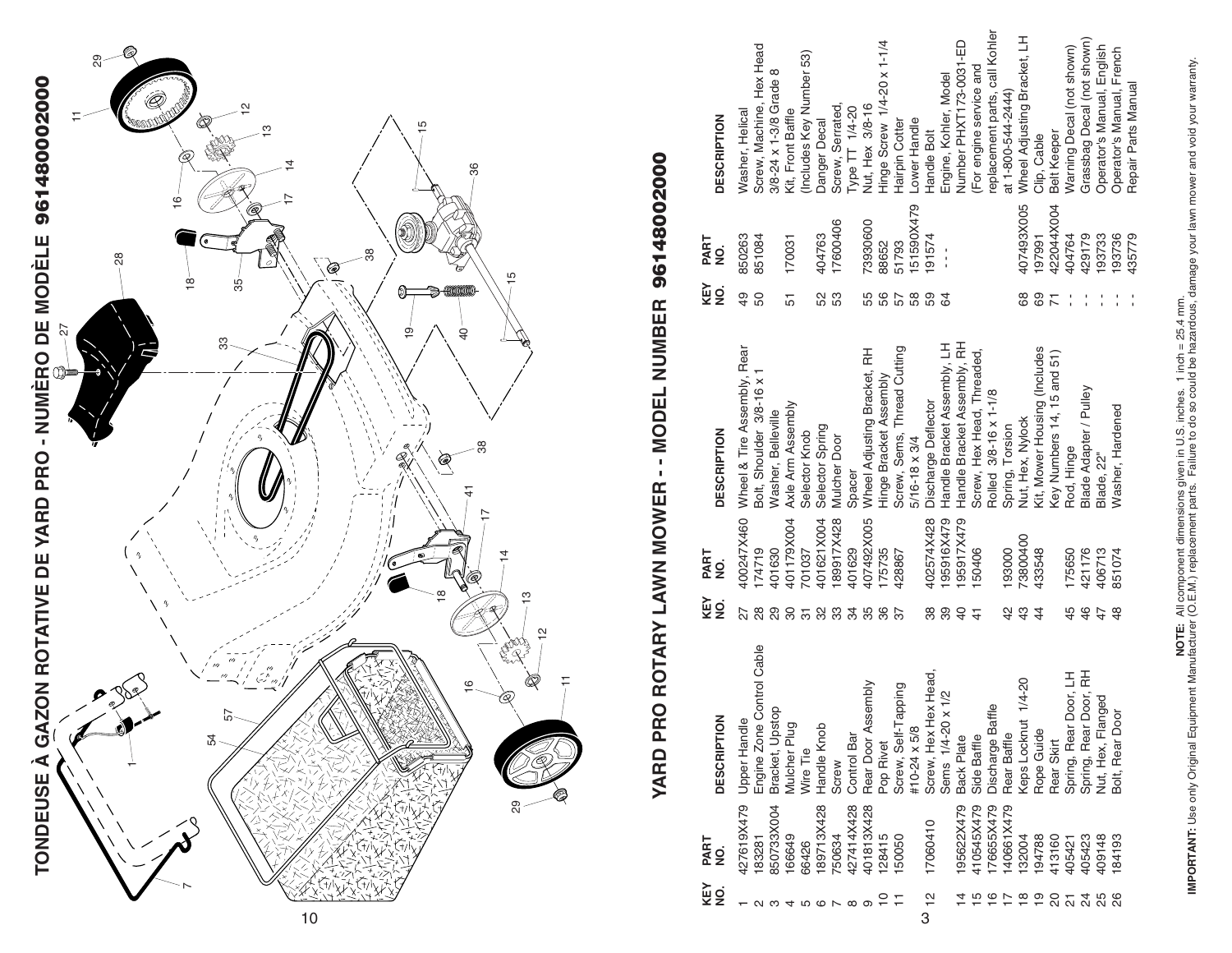# TONDEUSE À GAZON ROTATIVE DE YARD PRO - NUMÈRO DE MODÈLE 96148002000

# YARD PRO ROTARY LAWN MOWER - - MODEL NUMBER 96148002000

| KEY NO. | PART NO. | DESCRIPTION |
|---|---|---|
| 1 | 427619X479 | Upper Handle |
| 2 | 183281 | Engine Zone Control Cable |
| 3 | 850733X004 | Bracket, Upstop |
| 4 | 166649 | Mulcher Plug |
| 5 | 66426 | Wire Tie |
| 6 | 189713X428 | Handle Knob |
| 7 | 750634 | Screw |
| 8 | 427414X428 | Control Bar |
| 9 | 401813X428 | Rear Door Assembly |
| 10 | 128415 | Pop Rivet |
| 11 | 150050 | Screw, Self-Tapping #10-24 x 5/8 |
| 12 | 17060410 | Screw, Hex Hex Head, Sems 1/4-20 x 1/2 |
| 14 | 195622X479 | Back Plate |
| 15 | 410545X479 | Side Baffle |
| 16 | 176655X479 | Discharge Baffle |
| 17 | 140661X479 | Rear Baffle |
| 18 | 132004 | Keps Locknut 1/4-20 |
| 19 | 194788 | Rope Guide |
| 20 | 413160 | Rear Skirt |
| 21 | 405421 | Spring, Rear Door, LH |
| 24 | 405423 | Spring, Rear Door, RH |
| 25 | 409148 | Nut, Hex, Flanged |
| 26 | 184193 | Bolt, Rear Door |
| 27 | 400247X460 | Wheel & Tire Assembly, Rear |
| 28 | 174719 | Bolt, Shoulder 3/8-16 x 1 |
| 29 | 401630 | Washer, Belleville |
| 30 | 401179X004 | Axle Arm Assembly |
| 31 | 701037 | Selector Knob |
| 32 | 401621X004 | Selector Spring |
| 33 | 189917X428 | Mulcher Door |
| 34 | 401629 | Spacer |
| 35 | 407492X005 | Wheel Adjusting Bracket, RH |
| 36 | 175735 | Hinge Bracket Assembly |
| 37 | 428867 | Screw, Sems, Thread Cutting 5/16-18 x 3/4 |
| 38 | 402574X428 | Discharge Deflector |
| 39 | 195916X479 | Handle Bracket Assembly, LH |
| 40 | 195917X479 | Handle Bracket Assembly, RH |
| 41 | 150406 | Screw, Hex Head, Threaded, Rolled 3/8-16 x 1-1/8 |
| 42 | 193000 | Spring, Torsion |
| 43 | 73800400 | Nut, Hex, Nylock |
| 44 | 433548 | Kit, Mower Housing (Includes Key Numbers 14, 15 and 51) |
| 45 | 175650 | Rod, Hinge |
| 46 | 421176 | Blade Adapter / Pulley |
| 47 | 406713 | Blade, 22" |
| 48 | 851074 | Washer, Hardened |
| 49 | 850263 | Washer, Helical |
| 50 | 851084 | Screw, Machine, Hex Head 3/8-24 x 1-3/8 Grade 8 |
| 51 | 170031 | Kit, Front Baffle (Includes Key Number 53) |
| 52 | 404763 | Danger Decal |
| 53 | 17600406 | Screw, Serrated, Type TT 1/4-20 |
| 55 | 73930600 | Nut, Hex 3/8-16 |
| 56 | 88652 | Hinge Screw 1/4-20 x 1-1/4 |
| 57 | 51793 | Hairpin Cotter |
| 58 | 151590X479 | Lower Handle |
| 59 | 191574 | Handle Bolt |
| 64 | - - - | Engine, Kohler, Model Number PHXT173-0031-ED (For engine service and replacement parts, call Kohler at 1-800-544-2444) |
| 68 | 407493X005 | Wheel Adjusting Bracket, LH |
| 69 | 197991 | Clip, Cable |
| 71 | 422044X004 | Belt Keeper |
| - - | 404764 | Warning Decal (not shown) |
| - - | 429179 | Grassbag Decal (not shown) |
| - - | 193733 | Operator's Manual, English |
| - - | 193736 | Operator's Manual, French |
| - - | 435779 | Repair Parts Manual |

**NOTE:** All component dimensions given in U.S. inches. 1 inch = 25.4 mm.

**IMPORTANT:** Use only Original Equipment Manufacturer (O.E.M.) replacement parts. Failure to do so could be hazardous, damage your lawn mower and void your warranty.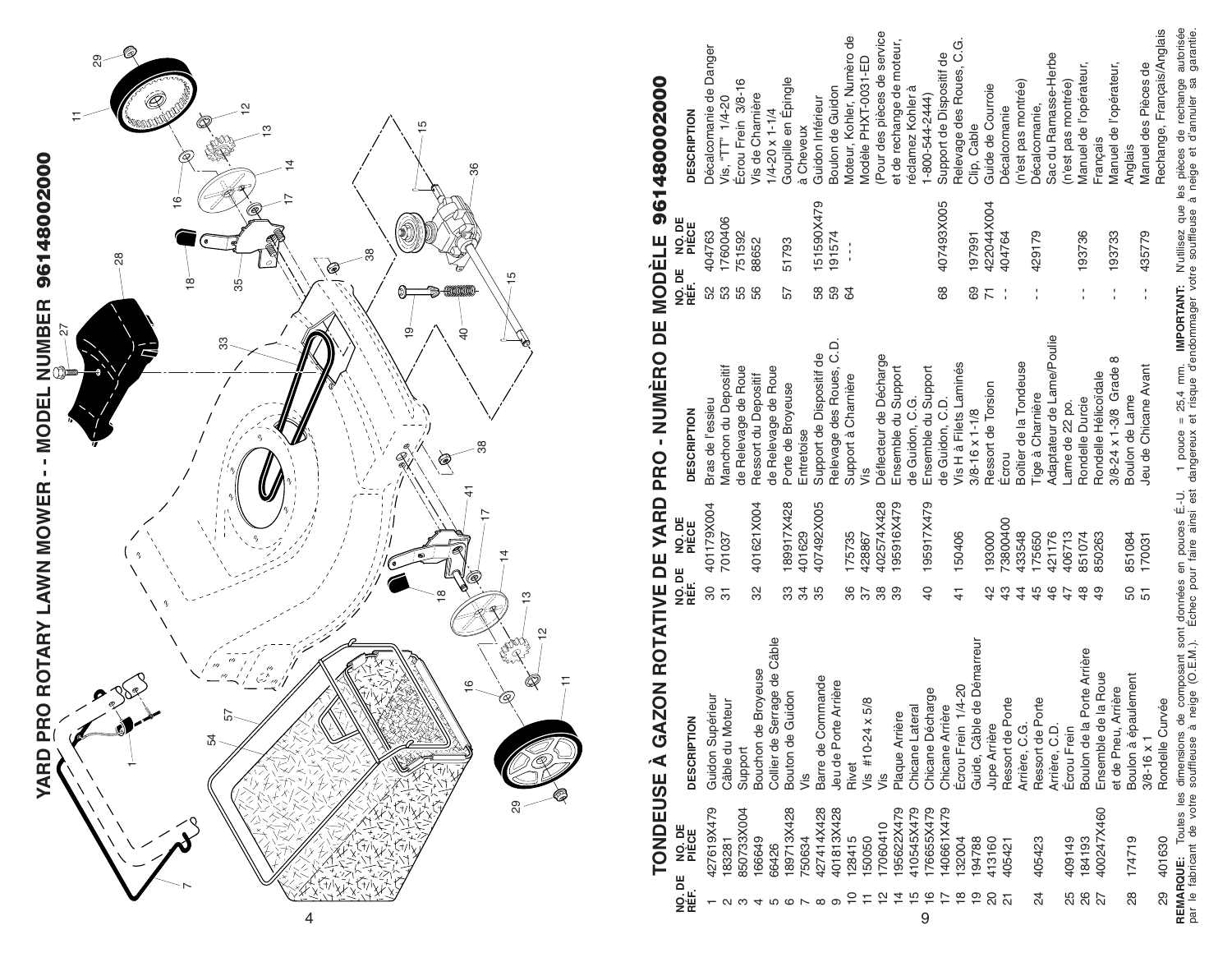# YARD PRO ROTARY LAWN MOWER - - MODEL NUMBER 96148002000

# TONDEUSE À GAZON ROTATIVE DE YARD PRO - NUMÈRO DE MODÈLE 96148002000

| NO. DE RÉF. | NO. DE PIÈCE | DESCRIPTION |
|---|---|---|
| 1 | 427619X479 | Guidon Supérieur |
| 2 | 183281 | Câble du Moteur |
| 3 | 850733X004 | Support |
| 4 | 166649 | Bouchon de Broyeuse |
| 5 | 66426 | Collier de Serrage de Câble |
| 6 | 189713X428 | Bouton de Guidon |
| 7 | 750634 | Vis |
| 8 | 427414X428 | Barre de Commande |
| 9 | 401813X428 | Jeu de Porte Arrière |
| 10 | 128415 | Rivet |
| 11 | 150050 | Vis #10-24 x 5/8 |
| 12 | 17060410 | Vis |
| 14 | 195622X479 | Plaque Arrière |
| 15 | 410545X479 | Chicane Lateral |
| 16 | 176655X479 | Chicane Décharge |
| 17 | 140661X479 | Chicane Arrière |
| 18 | 132004 | Écrou Frein 1/4-20 |
| 19 | 194788 | Guide, Câble de Démarreur |
| 20 | 413160 | Jupe Arrière |
| 21 | 405421 | Ressort de Porte Arrière, C.G. |
| 24 | 405423 | Ressort de Porte Arrière, C.D. |
| 25 | 409149 | Écrou Frein |
| 26 | 184193 | Boulon de la Porte Arrière |
| 27 | 400247X460 | Ensemble de la Roue et de Pneu, Arrière |
| 28 | 174719 | Boulon à épaulement 3/8-16 x 1 |
| 29 | 401630 | Rondelle Curvée |
| 30 | 401179X004 | Bras de l'essieu |
| 31 | 701037 | Manchon du Depositif de Relevage de Roue |
| 32 | 401621X004 | Ressort du Depositif de Relevage de Roue |
| 33 | 189917X428 | Porte de Broyeuse |
| 34 | 401629 | Entretoise |
| 35 | 407492X005 | Support de Dispositif de Relevage des Roues, C.D. |
| 36 | 175735 | Support à Charnière |
| 37 | 428867 | Vis |
| 38 | 402574X428 | Déflecteur de Décharge |
| 39 | 195916X479 | Ensemble du Support de Guidon, C.G. |
| 40 | 195917X479 | Ensemble du Support de Guidon, C.D. |
| 41 | 150406 | Vis H à Filets Laminés 3/8-16 x 1-1/8 |
| 42 | 193000 | Ressort de Torsion |
| 43 | 73800400 | Écrou |
| 44 | 433548 | Boîtier de la Tondeuse |
| 45 | 175650 | Tige à Charnière |
| 46 | 421176 | Adaptateur de Lame/Poulie |
| 47 | 406713 | Lame de 22 po. |
| 48 | 851074 | Rondelle Durcie |
| 49 | 850263 | Rondelle Hélicoïdale 3/8-24 x 1-3/8 Grade 8 |
| 50 | 851084 | Boulon de Lame |
| 51 | 170031 | Jeu de Chicane Avant |
| 52 | 404763 | Décalcomanie de Danger |
| 53 | 17600406 | Vis, "TT" 1/4-20 |
| 55 | 751592 | Écrou Frein 3/8-16 |
| 56 | 88652 | Vis de Charnière 1/4-20 x 1-1/4 |
| 57 | 51793 | Goupille en Épingle à Cheveux |
| 58 | 151590X479 | Guidon Inférieur |
| 59 | 191574 | Boulon de Guidon |
| 64 | - - - | Moteur, Kohler, Numèro de Modèle PHXT-0031-ED (Pour des pièces de service et de rechange de moteur, réclamez Kohler à 1-800-544-2444) |
| 68 | 407493X005 | Support de Dispositif de Relevage des Roues, C.G. |
| 69 | 197991 | Clip, Cable |
| 71 | 422044X004 | Guide de Courroie |
| - - | 404764 | Décalcomanie (n'est pas montrée) |
| - - | 429179 | Décalcomanie, Sac du Ramasse-Herbe (n'est pas montrée) |
| - - | 193736 | Manuel de l'opérateur, Français |
| - - | 193733 | Manuel de l'opérateur, Anglais |
| - - | 435779 | Manuel des Pièces de Rechange, Français/Anglais |

**REMARQUE:** Toutes les dimensions de composant sont données en pouces É.-U. 1 pouce = 25,4 mm. **IMPORTANT:** N'utilisez que les pièces de rechange autorisée par le fabricant de votre souffleuse à neige (O.E.M.). Échec pour faire ainsi est dangereux et risque d'endommager votre souffleuse à neige et d'annuler sa garantie.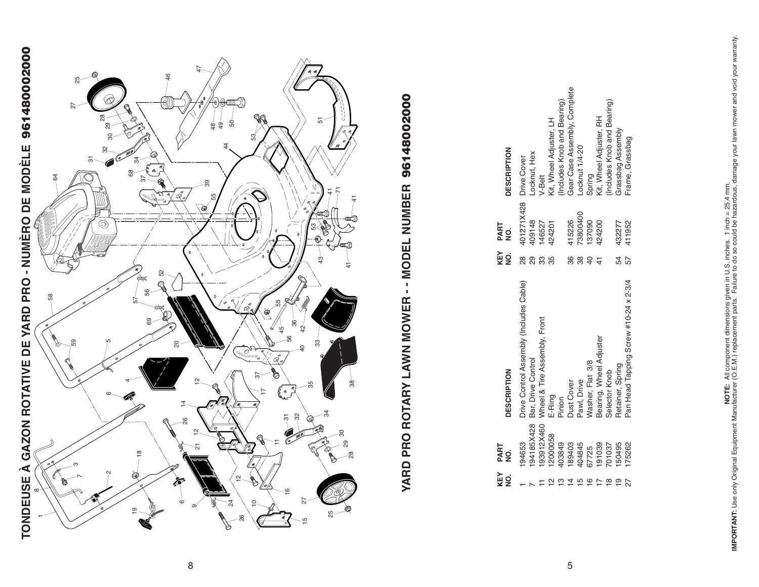# TONDEUSE À GAZON ROTATIVE DE YARD PRO - NUMÈRO DE MODÈLE 96148000200

# YARD PRO ROTARY LAWN MOWER - - MODEL NUMBER 96148000200

| KEY NO. | PART NO. | DESCRIPTION |
|---|---|---|
| 1 | 194653 | Drive Control Assembly (Includes Cable) |
| 7 | 194185X428 | Bar, Drive Control |
| 11 | 193912X460 | Wheel & Tire Assembly, Front |
| 12 | 12000058 | E-Ring |
| 13 | 403849 | Pinion |
| 14 | 189403 | Dust Cover |
| 15 | 404845 | Pawl, Drive |
| 16 | 67725 | Washer, Flat 3/8 |
| 17 | 191039 | Bearing, Wheel Adjuster |
| 18 | 701037 | Selector Knob |
| 19 | 150495 | Retainer, Spring |
| 27 | 175262 | Pan Head Tapping Screw #10-24 x 2-3/4 |

| KEY NO. | PART NO. | DESCRIPTION |
|---|---|---|
| 28 | 401271X428 | Drive Cover |
| 29 | 409148 | Locknut, Hex |
| 33 | 146527 | V-Belt |
| 35 | 424201 | Kit, Wheel Adjuster, LH (Includes Knob and Bearing) |
| 36 | 415226 | Gear Case Assembly, Complete |
| 38 | 73800400 | Locknut 1/4-20 |
| 40 | 137090 | Spring |
| 41 | 424200 | Kit, Wheel Adjuster, RH (Includes Knob and Bearing) |
| 54 | 432277 | Grassbag Assembly |
| 57 | 411952 | Frame, Grassbag |

**NOTE:** All component dimensions given in U.S. inches. 1 inch = 25.4 mm.

**IMPORTANT:** Use only Original Equipment Manufacturer (O.E.M.) replacement parts. Failure to do so could be hazardous, damage your lawn mower and void your warranty.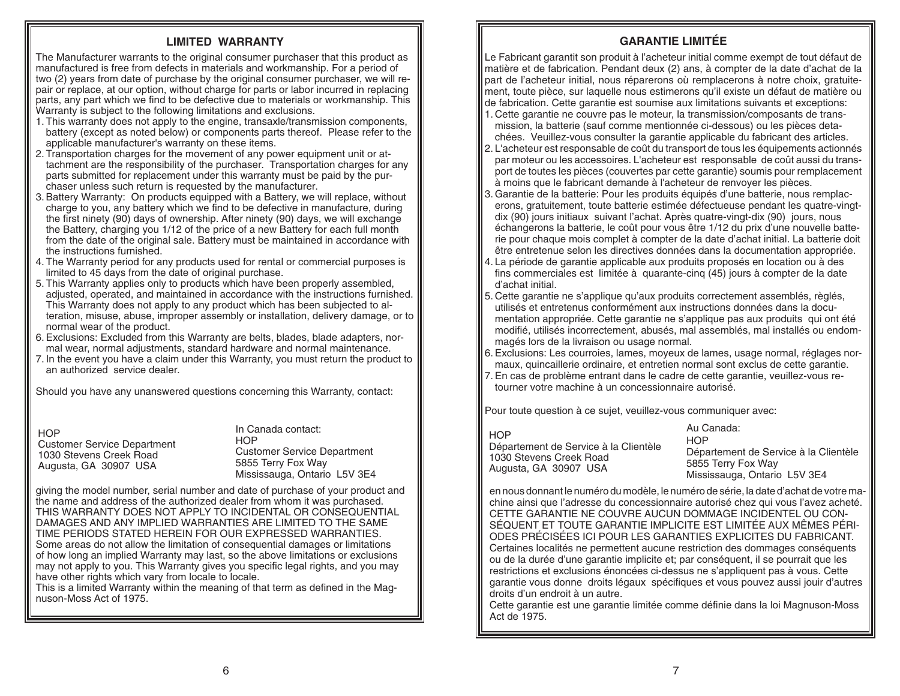## LIMITED WARRANTY

The Manufacturer warrants to the original consumer purchaser that this product as manufactured is free from defects in materials and workmanship. For a period of two (2) years from date of purchase by the original consumer purchaser, we will repair or replace, at our option, without charge for parts or labor incurred in replacing parts, any part which we find to be defective due to materials or workmanship. This Warranty is subject to the following limitations and exclusions.

1. This warranty does not apply to the engine, transaxle/transmission components, battery (except as noted below) or components parts thereof. Please refer to the applicable manufacturer's warranty on these items.
2. Transportation charges for the movement of any power equipment unit or attachment are the responsibility of the purchaser. Transportation charges for any parts submitted for replacement under this warranty must be paid by the purchaser unless such return is requested by the manufacturer.
3. Battery Warranty: On products equipped with a Battery, we will replace, without charge to you, any battery which we find to be defective in manufacture, during the first ninety (90) days of ownership. After ninety (90) days, we will exchange the Battery, charging you 1/12 of the price of a new Battery for each full month from the date of the original sale. Battery must be maintained in accordance with the instructions furnished.
4. The Warranty period for any products used for rental or commercial purposes is limited to 45 days from the date of original purchase.
5. This Warranty applies only to products which have been properly assembled, adjusted, operated, and maintained in accordance with the instructions furnished. This Warranty does not apply to any product which has been subjected to alteration, misuse, abuse, improper assembly or installation, delivery damage, or to normal wear of the product.
6. Exclusions: Excluded from this Warranty are belts, blades, blade adapters, normal wear, normal adjustments, standard hardware and normal maintenance.
7. In the event you have a claim under this Warranty, you must return the product to an authorized service dealer.

Should you have any unanswered questions concerning this Warranty, contact:

HOP
Customer Service Department
1030 Stevens Creek Road
Augusta, GA 30907 USA

In Canada contact:
HOP
Customer Service Department
5855 Terry Fox Way
Mississauga, Ontario L5V 3E4

giving the model number, serial number and date of purchase of your product and the name and address of the authorized dealer from whom it was purchased.
THIS WARRANTY DOES NOT APPLY TO INCIDENTAL OR CONSEQUENTIAL DAMAGES AND ANY IMPLIED WARRANTIES ARE LIMITED TO THE SAME TIME PERIODS STATED HEREIN FOR OUR EXPRESSED WARRANTIES.
Some areas do not allow the limitation of consequential damages or limitations of how long an implied Warranty may last, so the above limitations or exclusions may not apply to you. This Warranty gives you specific legal rights, and you may have other rights which vary from locale to locale.
This is a limited Warranty within the meaning of that term as defined in the Magnuson-Moss Act of 1975.

## GARANTIE LIMITÉE

Le Fabricant garantit son produit à l'acheteur initial comme exempt de tout défaut de matière et de fabrication. Pendant deux (2) ans, à compter de la date d'achat de la part de l'acheteur initial, nous réparerons où remplacerons à notre choix, gratuitement, toute pièce, sur laquelle nous estimerons qu'il existe un défaut de matière ou de fabrication. Cette garantie est soumise aux limitations suivants et exceptions:

1. Cette garantie ne couvre pas le moteur, la transmission/composants de transmission, la batterie (sauf comme mentionnée ci-dessous) ou les pièces detachées. Veuillez-vous consulter la garantie applicable du fabricant des articles.
2. L'acheteur est responsable de coût du transport de tous les équipements actionnés par moteur ou les accessoires. L'acheteur est responsable de coût aussi du transport de toutes les pièces (couvertes par cette garantie) soumis pour remplacement à moins que le fabricant demande à l'acheteur de renvoyer les pièces.
3. Garantie de la batterie: Pour les produits équipés d'une batterie, nous remplacerons, gratuitement, toute batterie estimée défectueuse pendant les quatre-vingt-dix (90) jours initiaux suivant l'achat. Après quatre-vingt-dix (90) jours, nous échangerons la batterie, le coût pour vous être 1/12 du prix d'une nouvelle batterie pour chaque mois complet à compter de la date d'achat initial. La batterie doit être entretenue selon les directives données dans la documentation appropriée.
4. La période de garantie applicable aux produits proposés en location ou à des fins commerciales est limitée à quarante-cinq (45) jours à compter de la date d'achat initial.
5. Cette garantie ne s'applique qu'aux produits correctement assemblés, règlés, utilisés et entretenus conformément aux instructions données dans la documentation appropriée. Cette garantie ne s'applique pas aux produits qui ont été modifié, utilisés incorrectement, abusés, mal assemblés, mal installés ou endommagés lors de la livraison ou usage normal.
6. Exclusions: Les courroies, lames, moyeux de lames, usage normal, réglages normaux, quincaillerie ordinaire, et entretien normal sont exclus de cette garantie.
7. En cas de problème entrant dans le cadre de cette garantie, veuillez-vous retourner votre machine à un concessionnaire autorisé.

Pour toute question à ce sujet, veuillez-vous communiquer avec:

HOP
Département de Service à la Clientèle
1030 Stevens Creek Road
Augusta, GA 30907 USA

Au Canada:
HOP
Département de Service à la Clientèle
5855 Terry Fox Way
Mississauga, Ontario L5V 3E4

en nous donnant le numéro du modèle, le numéro de série, la date d'achat de votre machine ainsi que l'adresse du concessionnaire autorisé chez qui vous l'avez acheté.
CETTE GARANTIE NE COUVRE AUCUN DOMMAGE INCIDENTEL OU CONSÉQUENT ET TOUTE GARANTIE IMPLICITE EST LIMITÉE AUX MÊMES PÉRIODES PRÉCISÉES ICI POUR LES GARANTIES EXPLICITES DU FABRICANT.
Certaines localités ne permettent aucune restriction des dommages conséquents ou de la durée d'une garantie implicite et; par conséquent, il se pourrait que les restrictions et exclusions énoncées ci-dessus ne s'appliquent pas à vous. Cette garantie vous donne droits légaux spécifiques et vous pouvez aussi jouir d'autres droits d'un endroit à un autre.
Cette garantie est une garantie limitée comme définie dans la loi Magnuson-Moss Act de 1975.